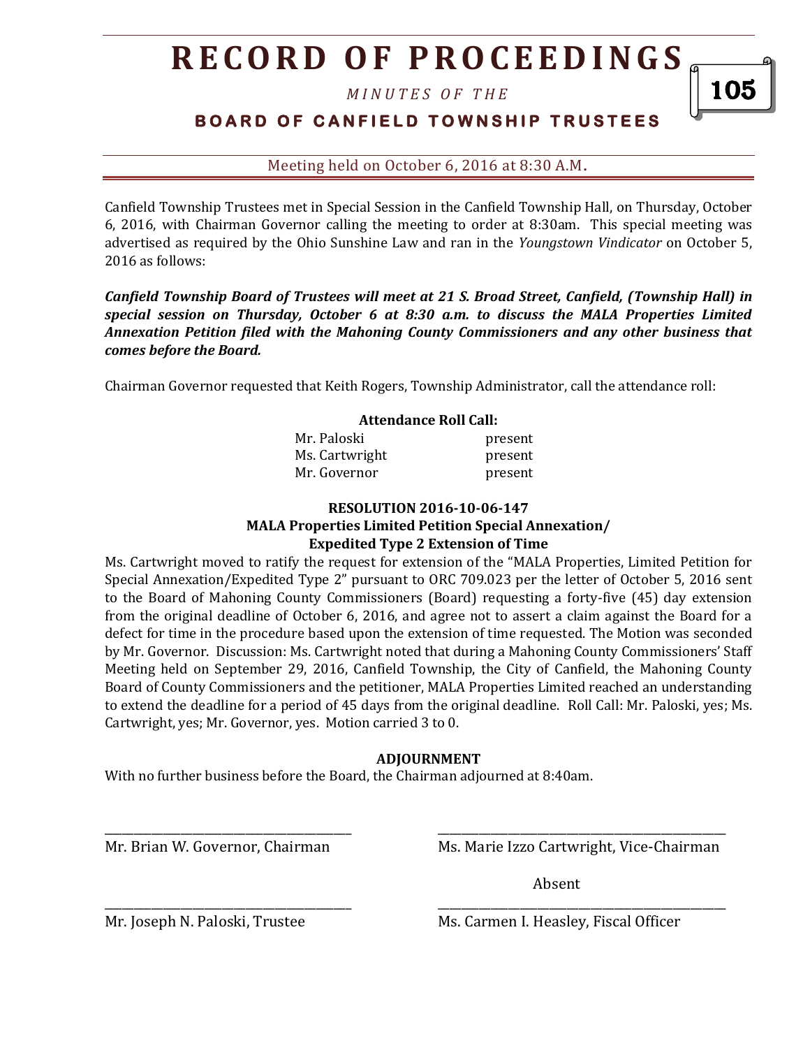# RECORD OF PROCEEDINGS

*MINUTES OF THE*

## BOARD OF CANFIELD TOWNSHIP TRUSTEES

Meeting held on October 6, 2016 at 8:30 A.M.

Canfield Township Trustees met in Special Session in the Canfield Township Hall, on Thursday, October 6, 2016, with Chairman Governor calling the meeting to order at 8:30am. This special meeting was advertised as required by the Ohio Sunshine Law and ran in the *Youngstown Vindicator* on October 5, 2016 as follows:

***Canfield Township Board of Trustees will meet at 21 S. Broad Street, Canfield, (Township Hall) in special session on Thursday, October 6 at 8:30 a.m. to discuss the MALA Properties Limited Annexation Petition filed with the Mahoning County Commissioners and any other business that comes before the Board.***

Chairman Governor requested that Keith Rogers, Township Administrator, call the attendance roll:

**Attendance Roll Call:**

| | |
|---|---|
| Mr. Paloski | present |
| Ms. Cartwright | present |
| Mr. Governor | present |

**RESOLUTION 2016-10-06-147**
**MALA Properties Limited Petition Special Annexation/**
**Expedited Type 2 Extension of Time**

Ms. Cartwright moved to ratify the request for extension of the "MALA Properties, Limited Petition for Special Annexation/Expedited Type 2" pursuant to ORC 709.023 per the letter of October 5, 2016 sent to the Board of Mahoning County Commissioners (Board) requesting a forty-five (45) day extension from the original deadline of October 6, 2016, and agree not to assert a claim against the Board for a defect for time in the procedure based upon the extension of time requested. The Motion was seconded by Mr. Governor. Discussion: Ms. Cartwright noted that during a Mahoning County Commissioners' Staff Meeting held on September 29, 2016, Canfield Township, the City of Canfield, the Mahoning County Board of County Commissioners and the petitioner, MALA Properties Limited reached an understanding to extend the deadline for a period of 45 days from the original deadline. Roll Call: Mr. Paloski, yes; Ms. Cartwright, yes; Mr. Governor, yes. Motion carried 3 to 0.

**ADJOURNMENT**

With no further business before the Board, the Chairman adjourned at 8:40am.

\_\_\_\_\_\_\_\_\_\_\_\_\_\_\_\_\_\_\_\_\_\_\_\_\_\_\_\_\_\_\_\_\_\_\_\_\_\_\_\_
Mr. Brian W. Governor, Chairman

\_\_\_\_\_\_\_\_\_\_\_\_\_\_\_\_\_\_\_\_\_\_\_\_\_\_\_\_\_\_\_\_\_\_\_\_\_\_\_\_
Ms. Marie Izzo Cartwright, Vice-Chairman

\_\_\_\_\_\_\_\_\_\_\_\_\_\_\_\_\_\_\_\_\_\_\_\_\_\_\_\_\_\_\_\_\_\_\_\_\_\_\_\_
Mr. Joseph N. Paloski, Trustee

Absent
\_\_\_\_\_\_\_\_\_\_\_\_\_\_\_\_\_\_\_\_\_\_\_\_\_\_\_\_\_\_\_\_\_\_\_\_\_\_\_\_
Ms. Carmen I. Heasley, Fiscal Officer